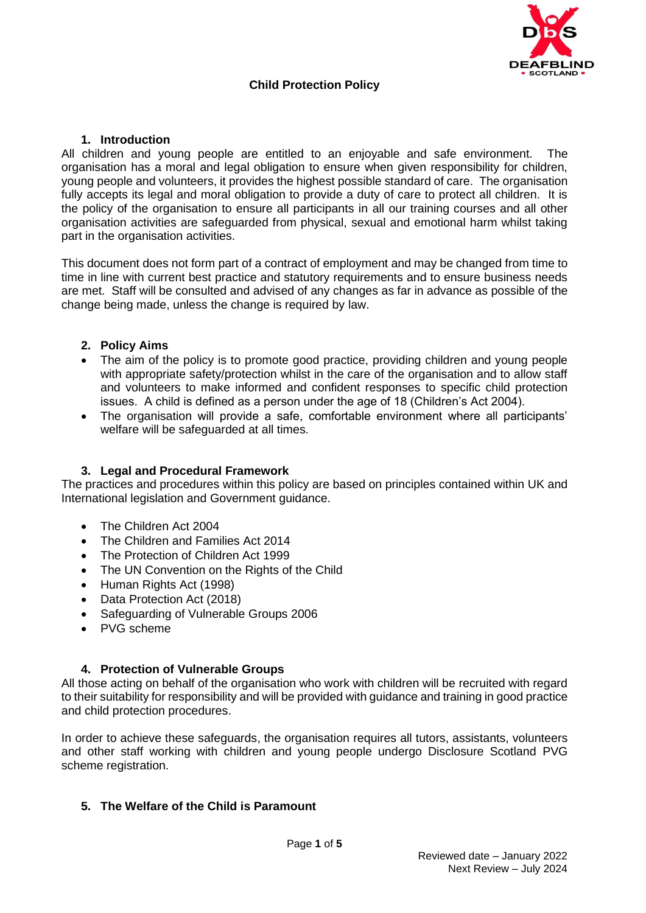# Child Protection Policy

## 1. Introduction

All children and young people are entitled to an enjoyable and safe environment. The organisation has a moral and legal obligation to ensure when given responsibility for children, young people and volunteers, it provides the highest possible standard of care. The organisation fully accepts its legal and moral obligation to provide a duty of care to protect all children. It is the policy of the organisation to ensure all participants in all our training courses and all other organisation activities are safeguarded from physical, sexual and emotional harm whilst taking part in the organisation activities.

This document does not form part of a contract of employment and may be changed from time to time in line with current best practice and statutory requirements and to ensure business needs are met. Staff will be consulted and advised of any changes as far in advance as possible of the change being made, unless the change is required by law.

## 2. Policy Aims

- The aim of the policy is to promote good practice, providing children and young people with appropriate safety/protection whilst in the care of the organisation and to allow staff and volunteers to make informed and confident responses to specific child protection issues. A child is defined as a person under the age of 18 (Children's Act 2004).
- The organisation will provide a safe, comfortable environment where all participants' welfare will be safeguarded at all times.

## 3. Legal and Procedural Framework

The practices and procedures within this policy are based on principles contained within UK and International legislation and Government guidance.

- The Children Act 2004
- The Children and Families Act 2014
- The Protection of Children Act 1999
- The UN Convention on the Rights of the Child
- Human Rights Act (1998)
- Data Protection Act (2018)
- Safeguarding of Vulnerable Groups 2006
- PVG scheme

## 4. Protection of Vulnerable Groups

All those acting on behalf of the organisation who work with children will be recruited with regard to their suitability for responsibility and will be provided with guidance and training in good practice and child protection procedures.

In order to achieve these safeguards, the organisation requires all tutors, assistants, volunteers and other staff working with children and young people undergo Disclosure Scotland PVG scheme registration.

## 5. The Welfare of the Child is Paramount

Reviewed date – January 2022
Next Review – July 2024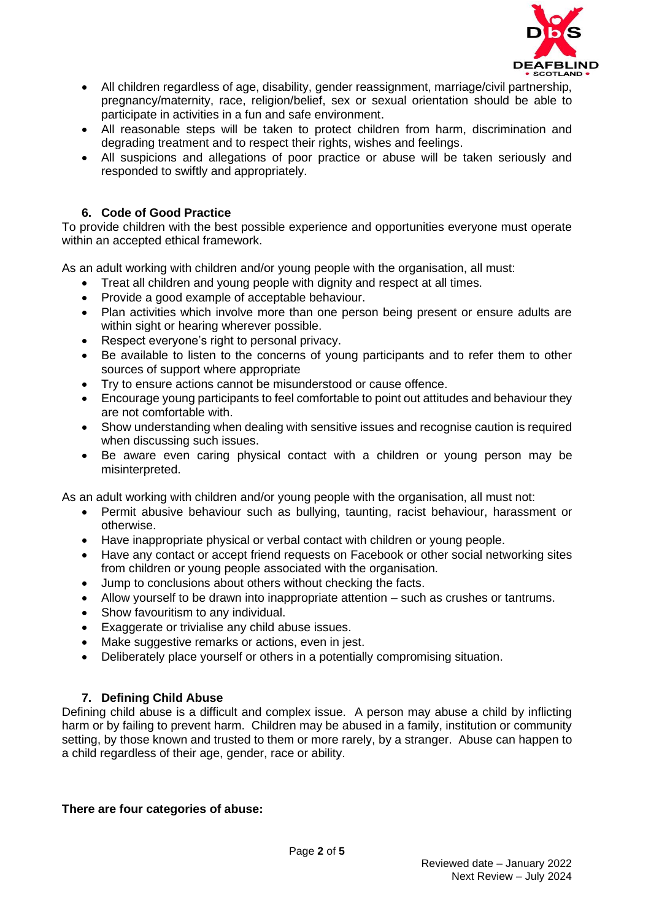- All children regardless of age, disability, gender reassignment, marriage/civil partnership, pregnancy/maternity, race, religion/belief, sex or sexual orientation should be able to participate in activities in a fun and safe environment.
- All reasonable steps will be taken to protect children from harm, discrimination and degrading treatment and to respect their rights, wishes and feelings.
- All suspicions and allegations of poor practice or abuse will be taken seriously and responded to swiftly and appropriately.

### 6. Code of Good Practice

To provide children with the best possible experience and opportunities everyone must operate within an accepted ethical framework.

As an adult working with children and/or young people with the organisation, all must:

- Treat all children and young people with dignity and respect at all times.
- Provide a good example of acceptable behaviour.
- Plan activities which involve more than one person being present or ensure adults are within sight or hearing wherever possible.
- Respect everyone's right to personal privacy.
- Be available to listen to the concerns of young participants and to refer them to other sources of support where appropriate
- Try to ensure actions cannot be misunderstood or cause offence.
- Encourage young participants to feel comfortable to point out attitudes and behaviour they are not comfortable with.
- Show understanding when dealing with sensitive issues and recognise caution is required when discussing such issues.
- Be aware even caring physical contact with a children or young person may be misinterpreted.

As an adult working with children and/or young people with the organisation, all must not:

- Permit abusive behaviour such as bullying, taunting, racist behaviour, harassment or otherwise.
- Have inappropriate physical or verbal contact with children or young people.
- Have any contact or accept friend requests on Facebook or other social networking sites from children or young people associated with the organisation.
- Jump to conclusions about others without checking the facts.
- Allow yourself to be drawn into inappropriate attention – such as crushes or tantrums.
- Show favouritism to any individual.
- Exaggerate or trivialise any child abuse issues.
- Make suggestive remarks or actions, even in jest.
- Deliberately place yourself or others in a potentially compromising situation.

### 7. Defining Child Abuse

Defining child abuse is a difficult and complex issue. A person may abuse a child by inflicting harm or by failing to prevent harm. Children may be abused in a family, institution or community setting, by those known and trusted to them or more rarely, by a stranger. Abuse can happen to a child regardless of their age, gender, race or ability.

**There are four categories of abuse:**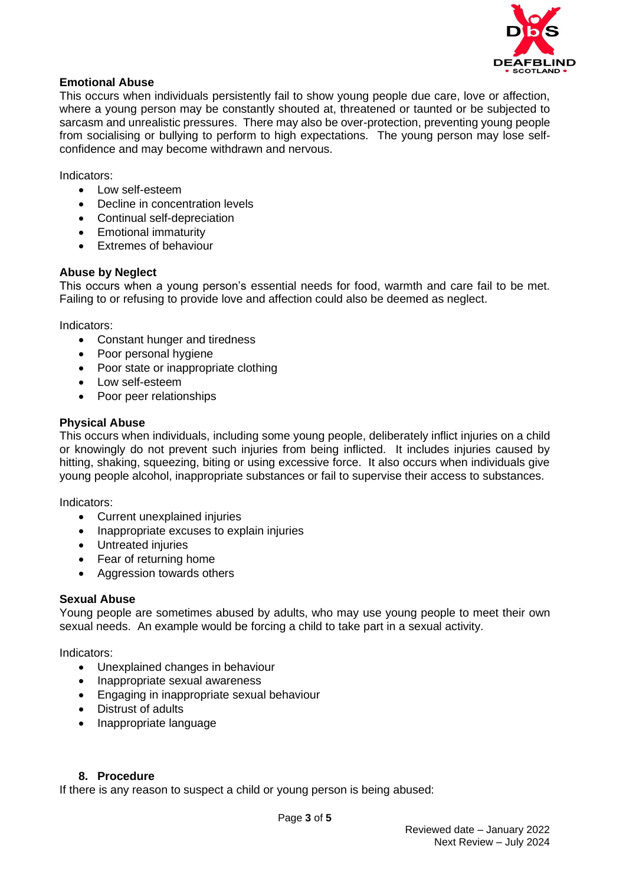### Emotional Abuse

This occurs when individuals persistently fail to show young people due care, love or affection, where a young person may be constantly shouted at, threatened or taunted or be subjected to sarcasm and unrealistic pressures. There may also be over-protection, preventing young people from socialising or bullying to perform to high expectations. The young person may lose self-confidence and may become withdrawn and nervous.

Indicators:

- Low self-esteem
- Decline in concentration levels
- Continual self-depreciation
- Emotional immaturity
- Extremes of behaviour

### Abuse by Neglect

This occurs when a young person's essential needs for food, warmth and care fail to be met. Failing to or refusing to provide love and affection could also be deemed as neglect.

Indicators:

- Constant hunger and tiredness
- Poor personal hygiene
- Poor state or inappropriate clothing
- Low self-esteem
- Poor peer relationships

### Physical Abuse

This occurs when individuals, including some young people, deliberately inflict injuries on a child or knowingly do not prevent such injuries from being inflicted. It includes injuries caused by hitting, shaking, squeezing, biting or using excessive force. It also occurs when individuals give young people alcohol, inappropriate substances or fail to supervise their access to substances.

Indicators:

- Current unexplained injuries
- Inappropriate excuses to explain injuries
- Untreated injuries
- Fear of returning home
- Aggression towards others

### Sexual Abuse

Young people are sometimes abused by adults, who may use young people to meet their own sexual needs. An example would be forcing a child to take part in a sexual activity.

Indicators:

- Unexplained changes in behaviour
- Inappropriate sexual awareness
- Engaging in inappropriate sexual behaviour
- Distrust of adults
- Inappropriate language

## 8. Procedure

If there is any reason to suspect a child or young person is being abused: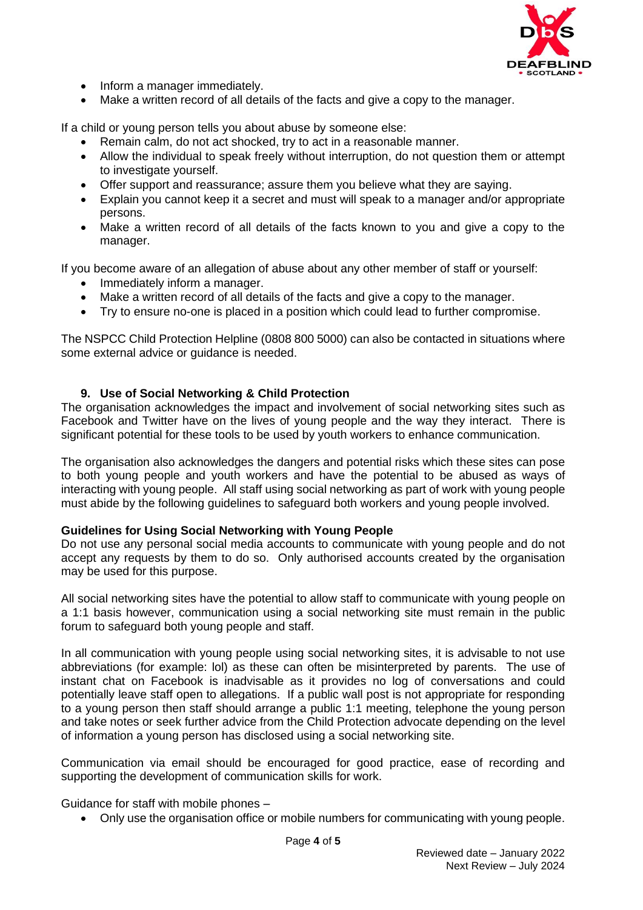- Inform a manager immediately.
- Make a written record of all details of the facts and give a copy to the manager.

If a child or young person tells you about abuse by someone else:

- Remain calm, do not act shocked, try to act in a reasonable manner.
- Allow the individual to speak freely without interruption, do not question them or attempt to investigate yourself.
- Offer support and reassurance; assure them you believe what they are saying.
- Explain you cannot keep it a secret and must will speak to a manager and/or appropriate persons.
- Make a written record of all details of the facts known to you and give a copy to the manager.

If you become aware of an allegation of abuse about any other member of staff or yourself:

- Immediately inform a manager.
- Make a written record of all details of the facts and give a copy to the manager.
- Try to ensure no-one is placed in a position which could lead to further compromise.

The NSPCC Child Protection Helpline (0808 800 5000) can also be contacted in situations where some external advice or guidance is needed.

## 9. Use of Social Networking & Child Protection

The organisation acknowledges the impact and involvement of social networking sites such as Facebook and Twitter have on the lives of young people and the way they interact. There is significant potential for these tools to be used by youth workers to enhance communication.

The organisation also acknowledges the dangers and potential risks which these sites can pose to both young people and youth workers and have the potential to be abused as ways of interacting with young people. All staff using social networking as part of work with young people must abide by the following guidelines to safeguard both workers and young people involved.

### Guidelines for Using Social Networking with Young People

Do not use any personal social media accounts to communicate with young people and do not accept any requests by them to do so. Only authorised accounts created by the organisation may be used for this purpose.

All social networking sites have the potential to allow staff to communicate with young people on a 1:1 basis however, communication using a social networking site must remain in the public forum to safeguard both young people and staff.

In all communication with young people using social networking sites, it is advisable to not use abbreviations (for example: lol) as these can often be misinterpreted by parents. The use of instant chat on Facebook is inadvisable as it provides no log of conversations and could potentially leave staff open to allegations. If a public wall post is not appropriate for responding to a young person then staff should arrange a public 1:1 meeting, telephone the young person and take notes or seek further advice from the Child Protection advocate depending on the level of information a young person has disclosed using a social networking site.

Communication via email should be encouraged for good practice, ease of recording and supporting the development of communication skills for work.

Guidance for staff with mobile phones –

- Only use the organisation office or mobile numbers for communicating with young people.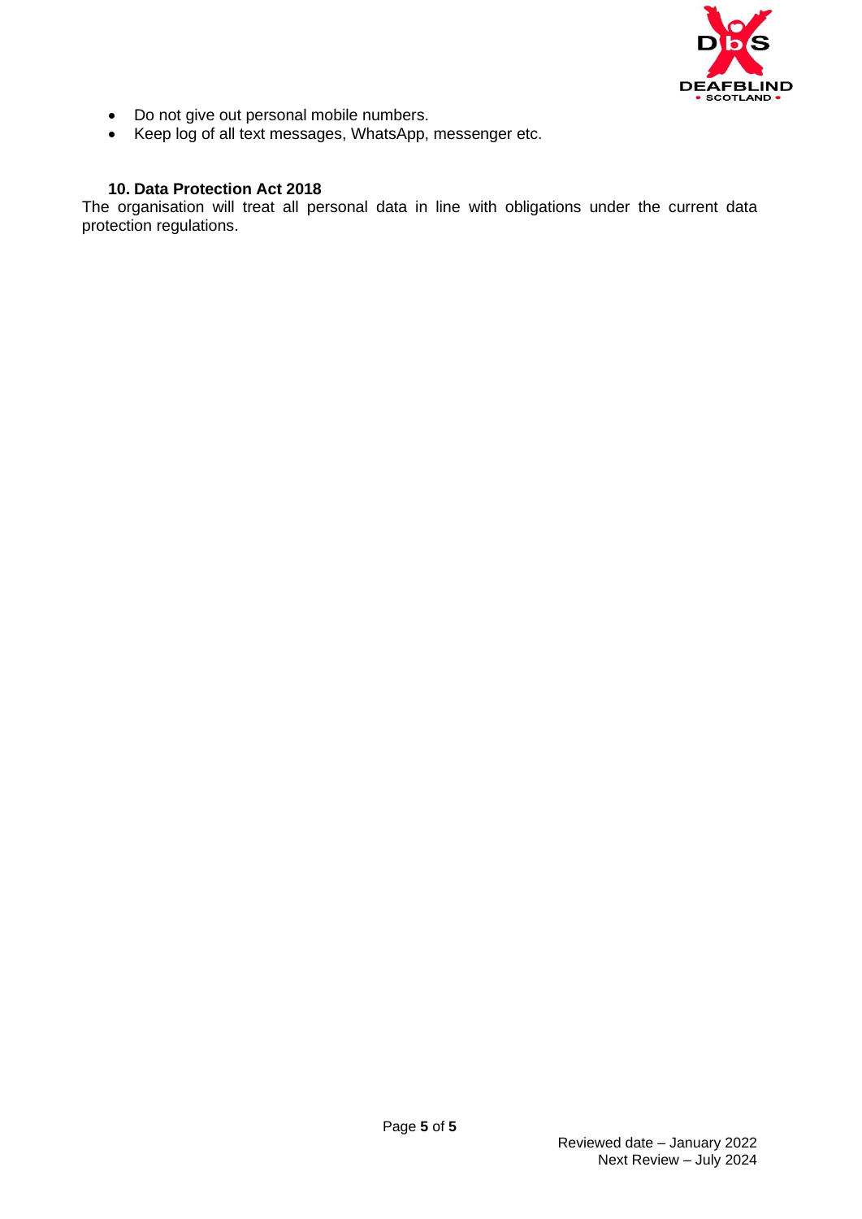- Do not give out personal mobile numbers.
- Keep log of all text messages, WhatsApp, messenger etc.

## 10. Data Protection Act 2018

The organisation will treat all personal data in line with obligations under the current data protection regulations.

Reviewed date – January 2022
Next Review – July 2024